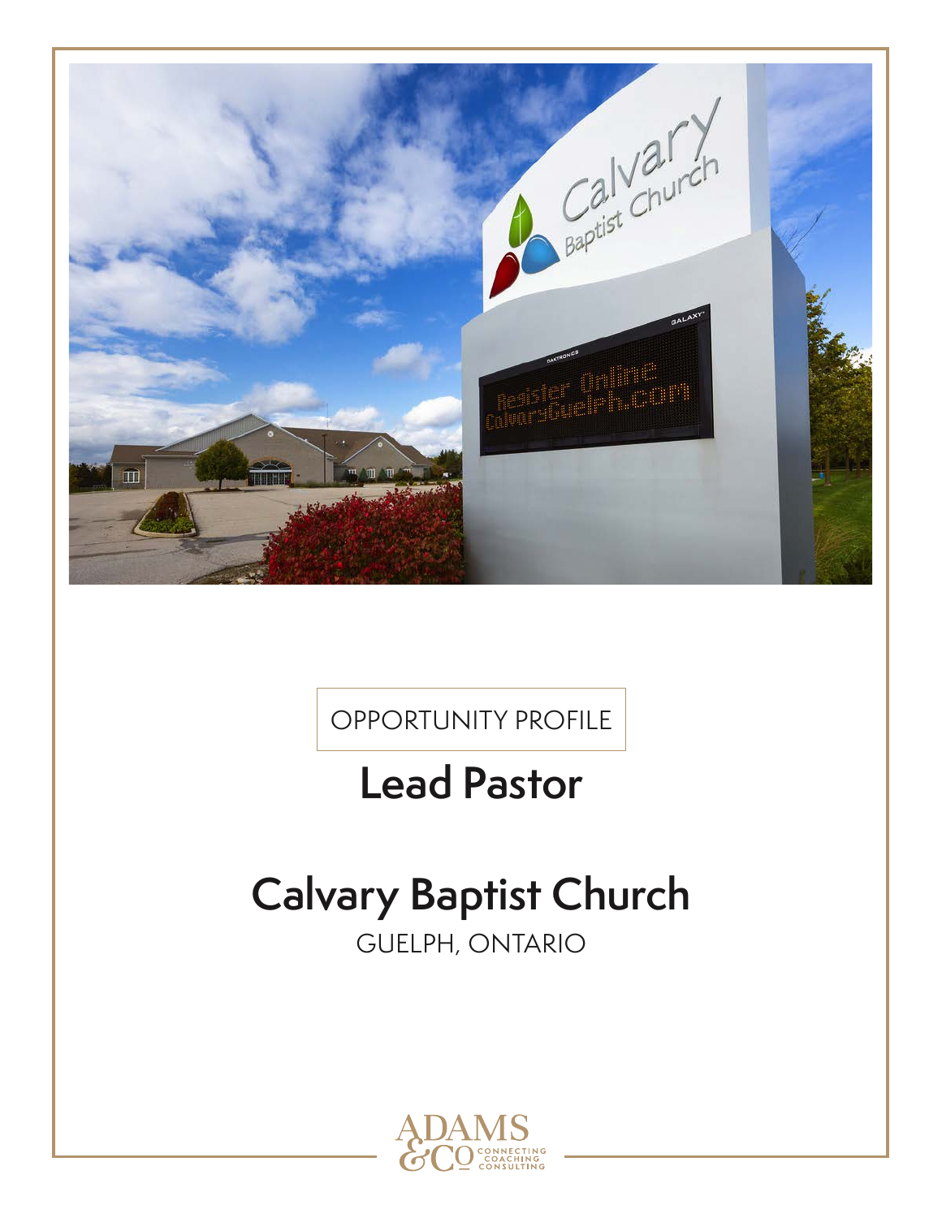OPPORTUNITY PROFILE

# Lead Pastor

# Calvary Baptist Church

GUELPH, ONTARIO

ADAMS & CO CONNECTING COACHING CONSULTING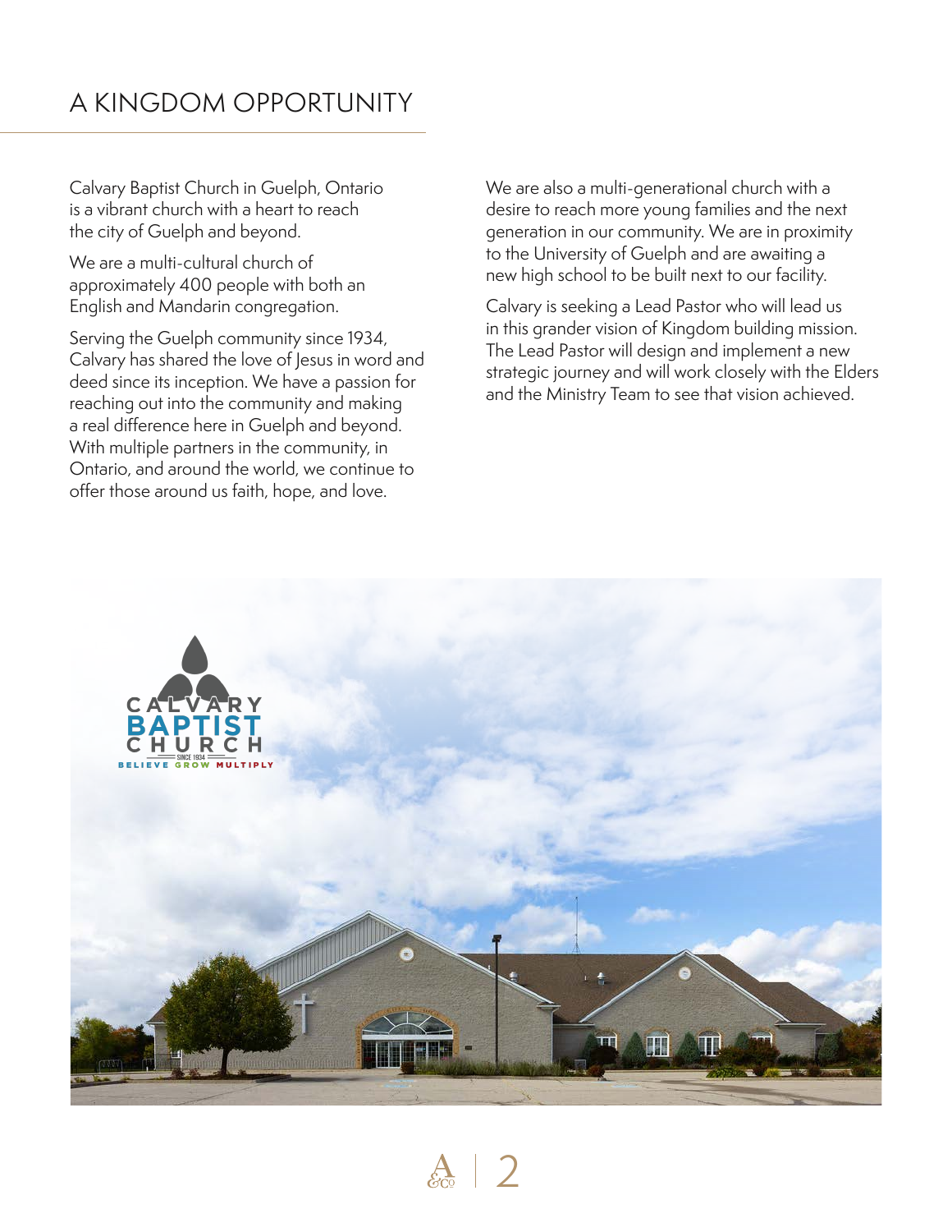# A KINGDOM OPPORTUNITY

Calvary Baptist Church in Guelph, Ontario is a vibrant church with a heart to reach the city of Guelph and beyond.

We are a multi-cultural church of approximately 400 people with both an English and Mandarin congregation.

Serving the Guelph community since 1934, Calvary has shared the love of Jesus in word and deed since its inception. We have a passion for reaching out into the community and making a real difference here in Guelph and beyond. With multiple partners in the community, in Ontario, and around the world, we continue to offer those around us faith, hope, and love.

We are also a multi-generational church with a desire to reach more young families and the next generation in our community. We are in proximity to the University of Guelph and are awaiting a new high school to be built next to our facility.

Calvary is seeking a Lead Pastor who will lead us in this grander vision of Kingdom building mission. The Lead Pastor will design and implement a new strategic journey and will work closely with the Elders and the Ministry Team to see that vision achieved.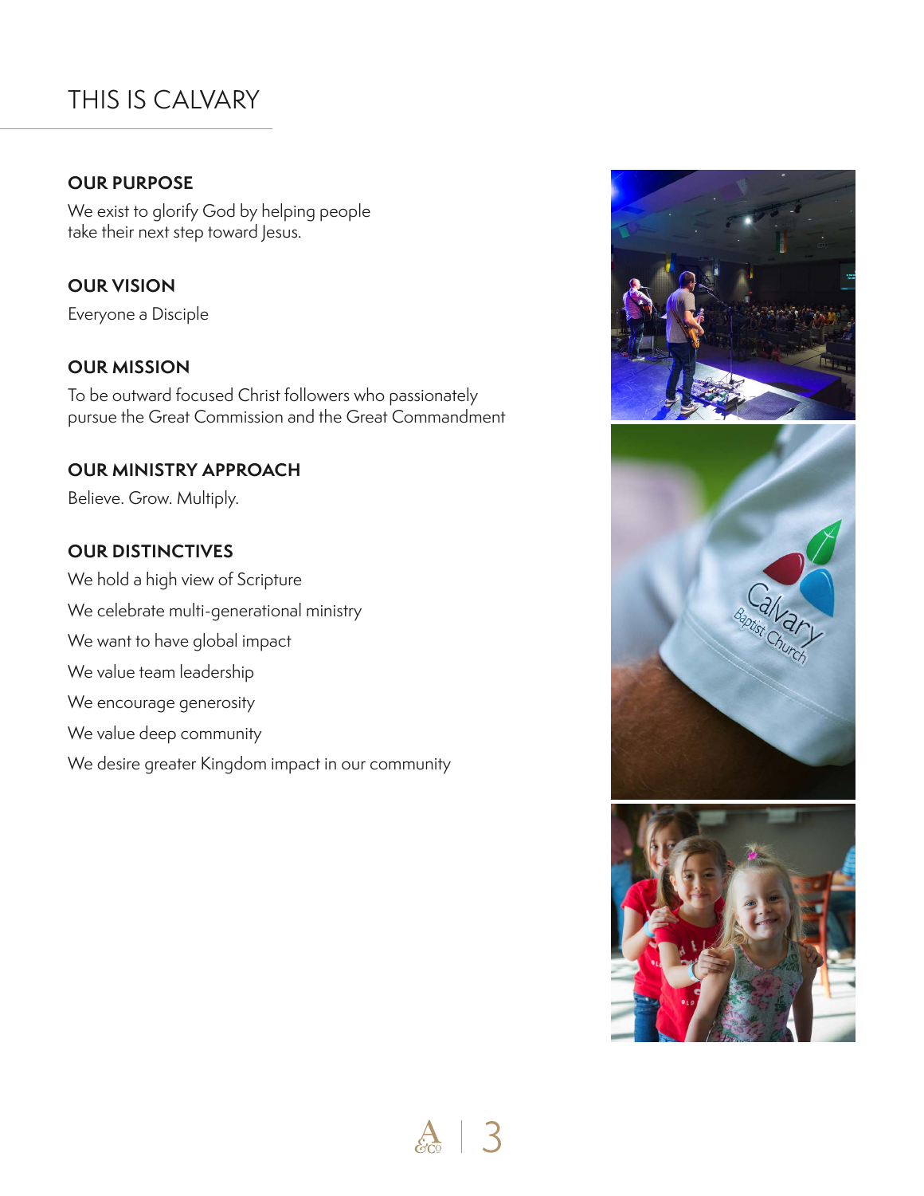# THIS IS CALVARY

### OUR PURPOSE

We exist to glorify God by helping people take their next step toward Jesus.

### OUR VISION

Everyone a Disciple

### OUR MISSION

To be outward focused Christ followers who passionately pursue the Great Commission and the Great Commandment

### OUR MINISTRY APPROACH

Believe. Grow. Multiply.

### OUR DISTINCTIVES

We hold a high view of Scripture

We celebrate multi-generational ministry

We want to have global impact

We value team leadership

We encourage generosity

We value deep community

We desire greater Kingdom impact in our community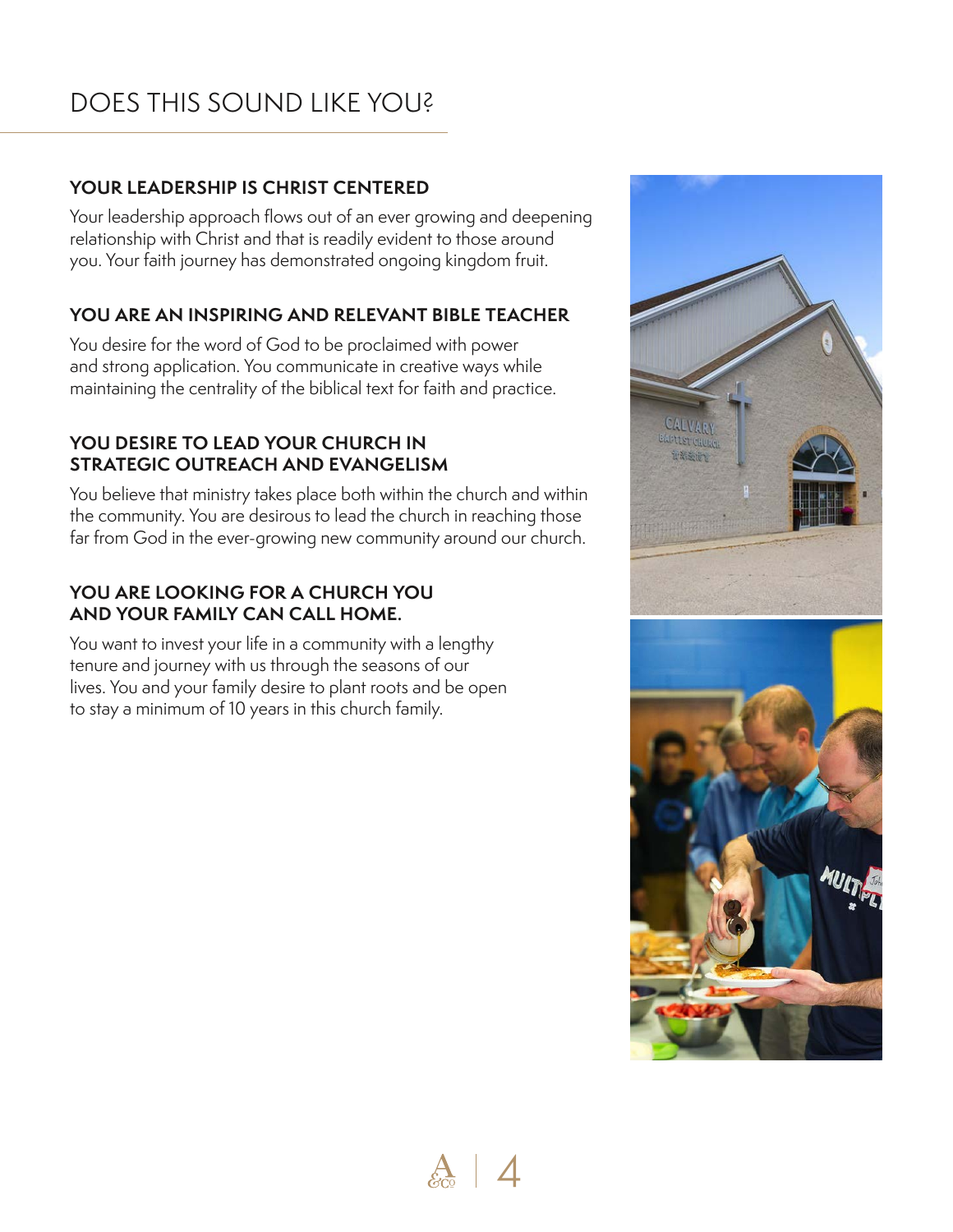# DOES THIS SOUND LIKE YOU?

### YOUR LEADERSHIP IS CHRIST CENTERED

Your leadership approach flows out of an ever growing and deepening relationship with Christ and that is readily evident to those around you. Your faith journey has demonstrated ongoing kingdom fruit.

### YOU ARE AN INSPIRING AND RELEVANT BIBLE TEACHER

You desire for the word of God to be proclaimed with power and strong application. You communicate in creative ways while maintaining the centrality of the biblical text for faith and practice.

### YOU DESIRE TO LEAD YOUR CHURCH IN STRATEGIC OUTREACH AND EVANGELISM

You believe that ministry takes place both within the church and within the community. You are desirous to lead the church in reaching those far from God in the ever-growing new community around our church.

### YOU ARE LOOKING FOR A CHURCH YOU AND YOUR FAMILY CAN CALL HOME.

You want to invest your life in a community with a lengthy tenure and journey with us through the seasons of our lives. You and your family desire to plant roots and be open to stay a minimum of 10 years in this church family.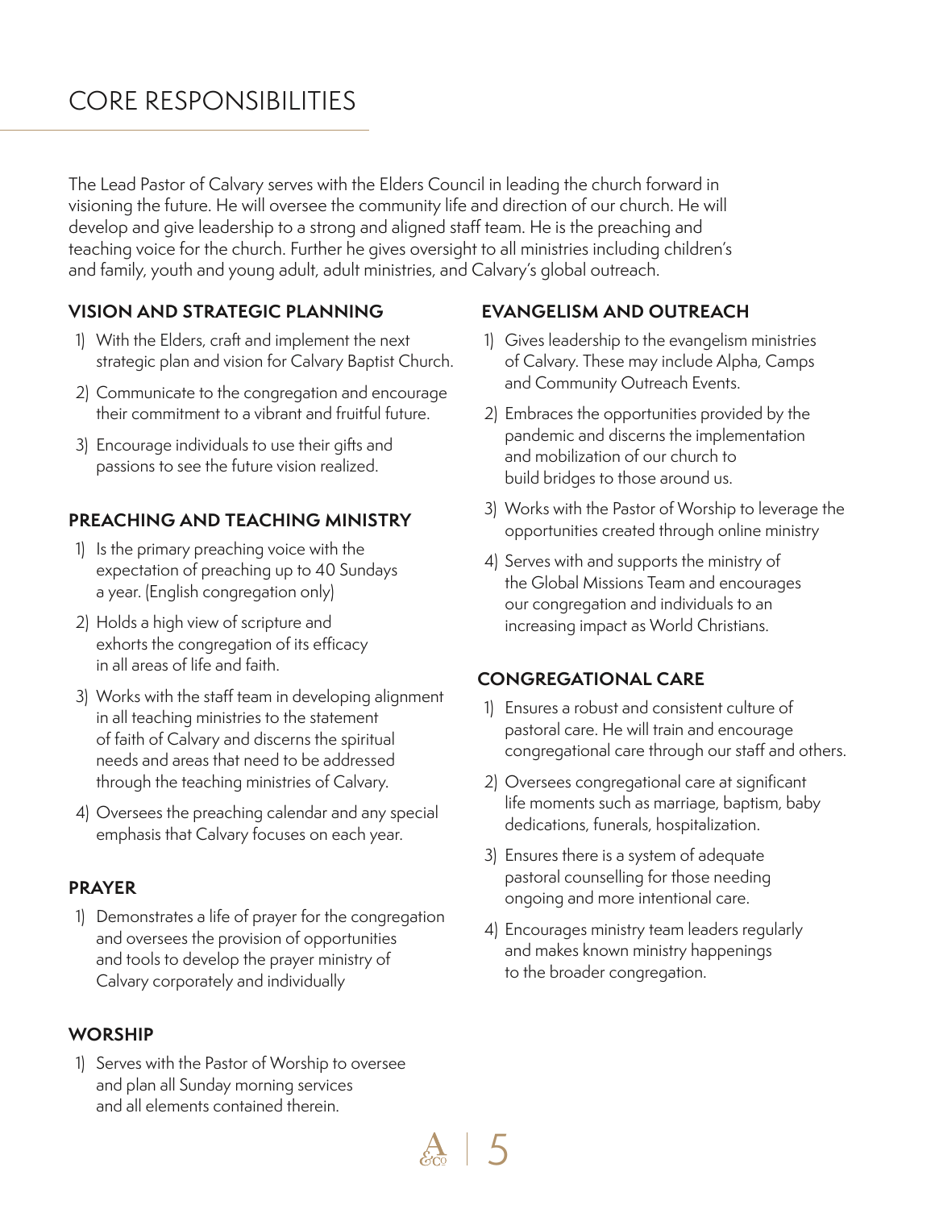# CORE RESPONSIBILITIES

The Lead Pastor of Calvary serves with the Elders Council in leading the church forward in visioning the future. He will oversee the community life and direction of our church. He will develop and give leadership to a strong and aligned staff team. He is the preaching and teaching voice for the church. Further he gives oversight to all ministries including children's and family, youth and young adult, adult ministries, and Calvary's global outreach.

## VISION AND STRATEGIC PLANNING

1) With the Elders, craft and implement the next strategic plan and vision for Calvary Baptist Church.
2) Communicate to the congregation and encourage their commitment to a vibrant and fruitful future.
3) Encourage individuals to use their gifts and passions to see the future vision realized.

## PREACHING AND TEACHING MINISTRY

1) Is the primary preaching voice with the expectation of preaching up to 40 Sundays a year. (English congregation only)
2) Holds a high view of scripture and exhorts the congregation of its efficacy in all areas of life and faith.
3) Works with the staff team in developing alignment in all teaching ministries to the statement of faith of Calvary and discerns the spiritual needs and areas that need to be addressed through the teaching ministries of Calvary.
4) Oversees the preaching calendar and any special emphasis that Calvary focuses on each year.

## PRAYER

1) Demonstrates a life of prayer for the congregation and oversees the provision of opportunities and tools to develop the prayer ministry of Calvary corporately and individually

## WORSHIP

1) Serves with the Pastor of Worship to oversee and plan all Sunday morning services and all elements contained therein.

## EVANGELISM AND OUTREACH

1) Gives leadership to the evangelism ministries of Calvary. These may include Alpha, Camps and Community Outreach Events.
2) Embraces the opportunities provided by the pandemic and discerns the implementation and mobilization of our church to build bridges to those around us.
3) Works with the Pastor of Worship to leverage the opportunities created through online ministry
4) Serves with and supports the ministry of the Global Missions Team and encourages our congregation and individuals to an increasing impact as World Christians.

## CONGREGATIONAL CARE

1) Ensures a robust and consistent culture of pastoral care. He will train and encourage congregational care through our staff and others.
2) Oversees congregational care at significant life moments such as marriage, baptism, baby dedications, funerals, hospitalization.
3) Ensures there is a system of adequate pastoral counselling for those needing ongoing and more intentional care.
4) Encourages ministry team leaders regularly and makes known ministry happenings to the broader congregation.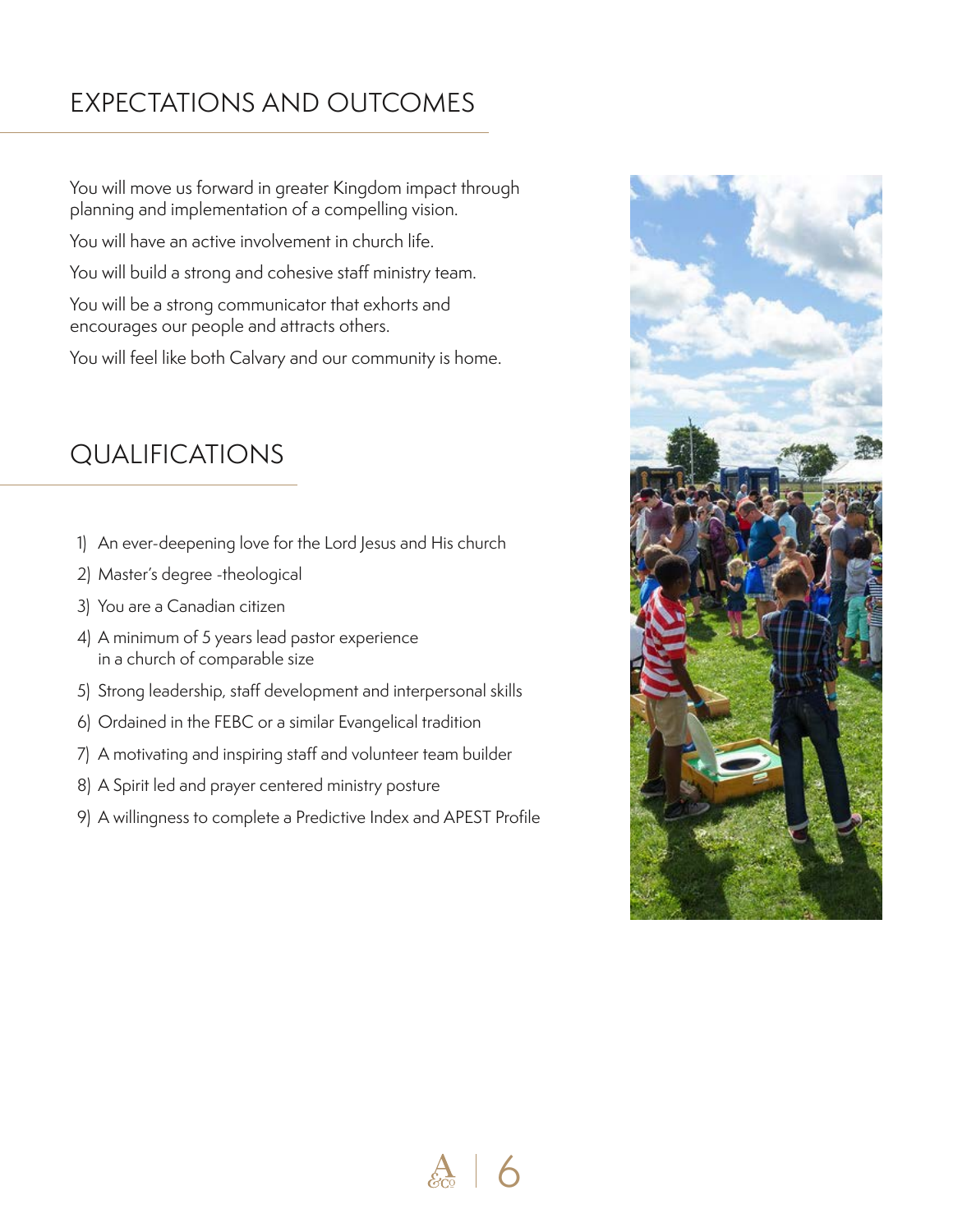## EXPECTATIONS AND OUTCOMES

You will move us forward in greater Kingdom impact through planning and implementation of a compelling vision.

You will have an active involvement in church life.

You will build a strong and cohesive staff ministry team.

You will be a strong communicator that exhorts and encourages our people and attracts others.

You will feel like both Calvary and our community is home.

## QUALIFICATIONS

1) An ever-deepening love for the Lord Jesus and His church
2) Master's degree -theological
3) You are a Canadian citizen
4) A minimum of 5 years lead pastor experience in a church of comparable size
5) Strong leadership, staff development and interpersonal skills
6) Ordained in the FEBC or a similar Evangelical tradition
7) A motivating and inspiring staff and volunteer team builder
8) A Spirit led and prayer centered ministry posture
9) A willingness to complete a Predictive Index and APEST Profile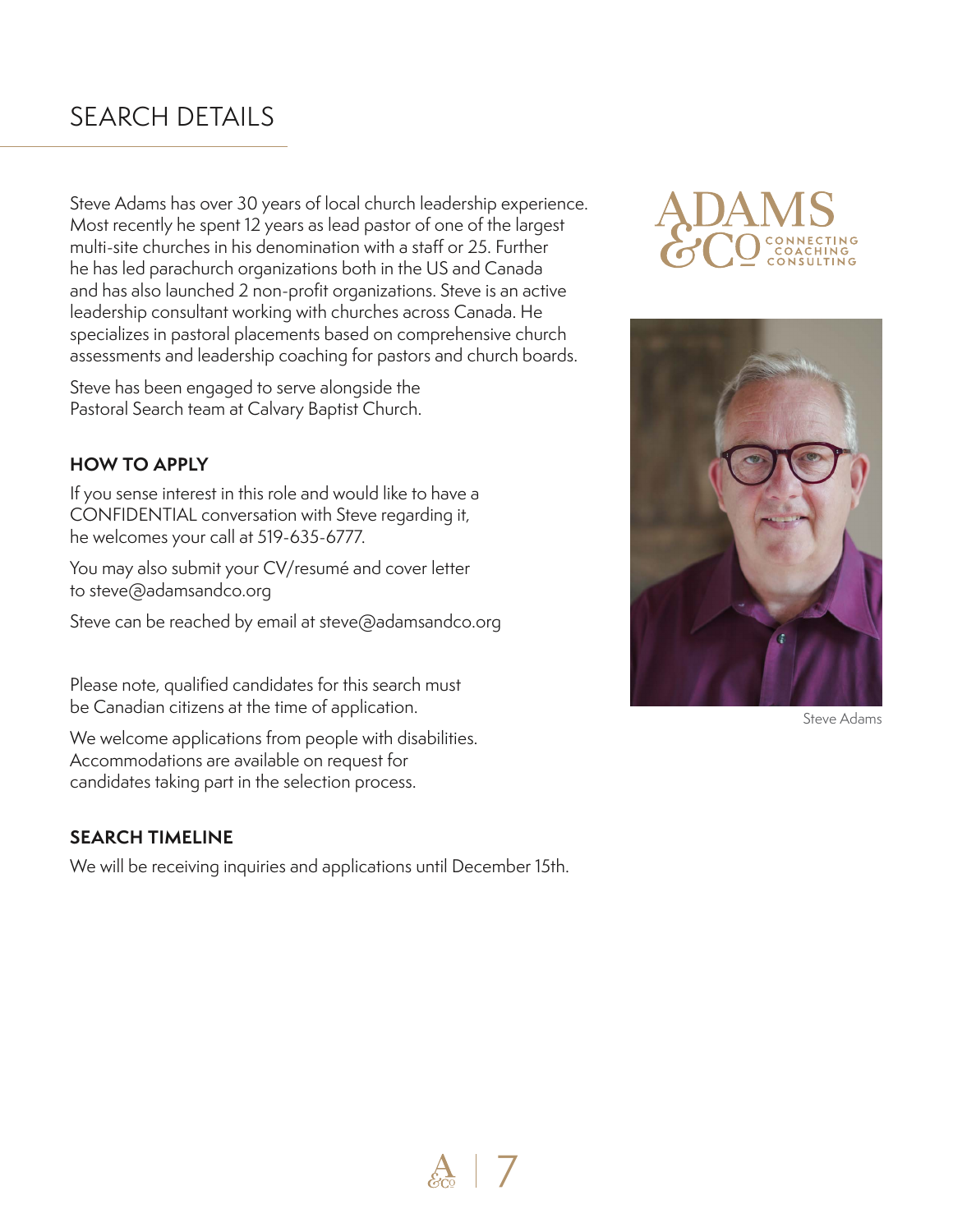# SEARCH DETAILS

Steve Adams has over 30 years of local church leadership experience. Most recently he spent 12 years as lead pastor of one of the largest multi-site churches in his denomination with a staff or 25. Further he has led parachurch organizations both in the US and Canada and has also launched 2 non-profit organizations. Steve is an active leadership consultant working with churches across Canada. He specializes in pastoral placements based on comprehensive church assessments and leadership coaching for pastors and church boards.

Steve has been engaged to serve alongside the Pastoral Search team at Calvary Baptist Church.

**HOW TO APPLY**

If you sense interest in this role and would like to have a CONFIDENTIAL conversation with Steve regarding it, he welcomes your call at 519-635-6777.

You may also submit your CV/resumé and cover letter to steve@adamsandco.org

Steve can be reached by email at steve@adamsandco.org

Please note, qualified candidates for this search must be Canadian citizens at the time of application.

We welcome applications from people with disabilities. Accommodations are available on request for candidates taking part in the selection process.

**SEARCH TIMELINE**

We will be receiving inquiries and applications until December 15th.

ADAMS &CO CONNECTING COACHING CONSULTING

Steve Adams